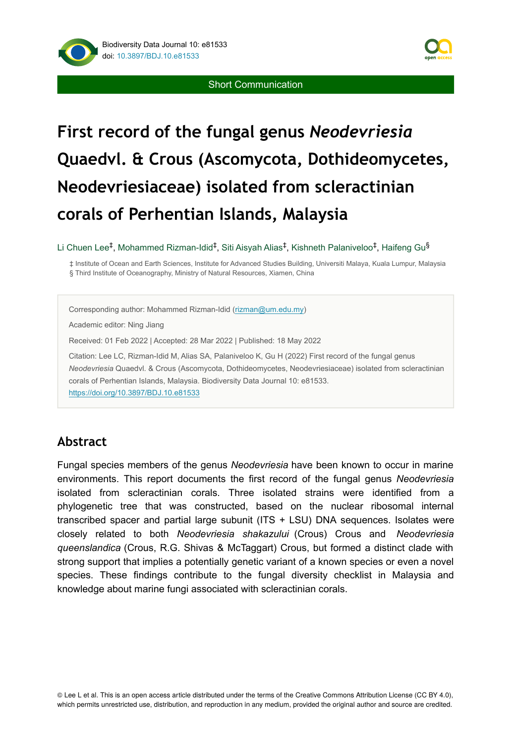Short Communication

# First record of the fungal genus *Neodevriesia* Quaedvl. & Crous (Ascomycota, Dothideomycetes, Neodevriesiaceae) isolated from scleractinian corals of Perhentian Islands, Malaysia

Li Chuen Lee[‡], Mohammed Rizman-Idid[‡], Siti Aisyah Alias[‡], Kishneth Palaniveloo[‡], Haifeng Gu[§]

‡ Institute of Ocean and Earth Sciences, Institute for Advanced Studies Building, Universiti Malaya, Kuala Lumpur, Malaysia
§ Third Institute of Oceanography, Ministry of Natural Resources, Xiamen, China

Corresponding author: Mohammed Rizman-Idid (rizman@um.edu.my)

Academic editor: Ning Jiang

Received: 01 Feb 2022 | Accepted: 28 Mar 2022 | Published: 18 May 2022

Citation: Lee LC, Rizman-Idid M, Alias SA, Palaniveloo K, Gu H (2022) First record of the fungal genus *Neodevriesia* Quaedvl. & Crous (Ascomycota, Dothideomycetes, Neodevriesiaceae) isolated from scleractinian corals of Perhentian Islands, Malaysia. Biodiversity Data Journal 10: e81533. https://doi.org/10.3897/BDJ.10.e81533

## Abstract

Fungal species members of the genus *Neodevriesia* have been known to occur in marine environments. This report documents the first record of the fungal genus *Neodevriesia* isolated from scleractinian corals. Three isolated strains were identified from a phylogenetic tree that was constructed, based on the nuclear ribosomal internal transcribed spacer and partial large subunit (ITS + LSU) DNA sequences. Isolates were closely related to both *Neodevriesia shakazului* (Crous) Crous and *Neodevriesia queenslandica* (Crous, R.G. Shivas & McTaggart) Crous, but formed a distinct clade with strong support that implies a potentially genetic variant of a known species or even a novel species. These findings contribute to the fungal diversity checklist in Malaysia and knowledge about marine fungi associated with scleractinian corals.

© Lee L et al. This is an open access article distributed under the terms of the Creative Commons Attribution License (CC BY 4.0), which permits unrestricted use, distribution, and reproduction in any medium, provided the original author and source are credited.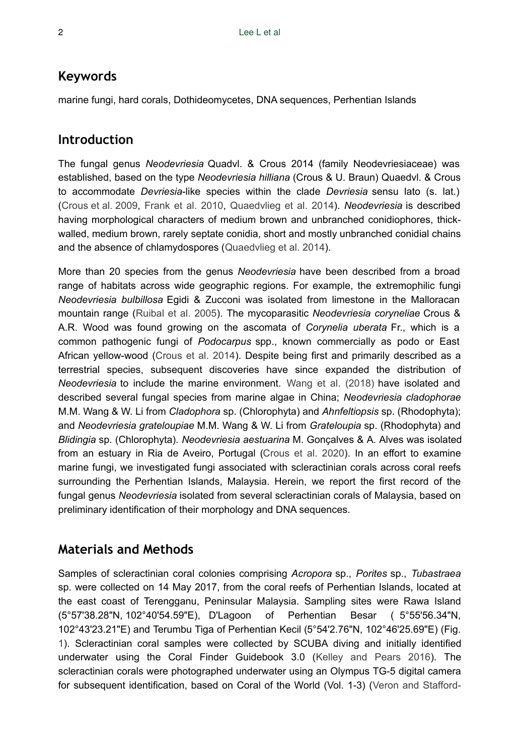## Keywords

marine fungi, hard corals, Dothideomycetes, DNA sequences, Perhentian Islands

## Introduction

The fungal genus *Neodevriesia* Quadvl. & Crous 2014 (family Neodevriesiaceae) was established, based on the type *Neodevriesia hilliana* (Crous & U. Braun) Quaedvl. & Crous to accommodate *Devriesia*-like species within the clade *Devriesia* sensu lato (s. lat.) (Crous et al. 2009, Frank et al. 2010, Quaedvlieg et al. 2014). *Neodevriesia* is described having morphological characters of medium brown and unbranched conidiophores, thick-walled, medium brown, rarely septate conidia, short and mostly unbranched conidial chains and the absence of chlamydospores (Quaedvlieg et al. 2014).

More than 20 species from the genus *Neodevriesia* have been described from a broad range of habitats across wide geographic regions. For example, the extremophilic fungi *Neodevriesia bulbillosa* Egidi & Zucconi was isolated from limestone in the Malloracan mountain range (Ruibal et al. 2005). The mycoparasitic *Neodevriesia coryneliae* Crous & A.R. Wood was found growing on the ascomata of *Corynelia uberata* Fr., which is a common pathogenic fungi of *Podocarpus* spp., known commercially as podo or East African yellow-wood (Crous et al. 2014). Despite being first and primarily described as a terrestrial species, subsequent discoveries have since expanded the distribution of *Neodevriesia* to include the marine environment. Wang et al. (2018) have isolated and described several fungal species from marine algae in China; *Neodevriesia cladophorae* M.M. Wang & W. Li from *Cladophora* sp. (Chlorophyta) and *Ahnfeltiopsis* sp. (Rhodophyta); and *Neodevriesia grateloupiae* M.M. Wang & W. Li from *Grateloupia* sp. (Rhodophyta) and *Blidingia* sp. (Chlorophyta). *Neodevriesia aestuarina* M. Gonçalves & A. Alves was isolated from an estuary in Ria de Aveiro, Portugal (Crous et al. 2020). In an effort to examine marine fungi, we investigated fungi associated with scleractinian corals across coral reefs surrounding the Perhentian Islands, Malaysia. Herein, we report the first record of the fungal genus *Neodevriesia* isolated from several scleractinian corals of Malaysia, based on preliminary identification of their morphology and DNA sequences.

## Materials and Methods

Samples of scleractinian coral colonies comprising *Acropora* sp., *Porites* sp., *Tubastraea* sp. were collected on 14 May 2017, from the coral reefs of Perhentian Islands, located at the east coast of Terengganu, Peninsular Malaysia. Sampling sites were Rawa Island (5°57'38.28"N, 102°40'54.59"E), D'Lagoon of Perhentian Besar ( 5°55'56.34"N, 102°43'23.21"E) and Terumbu Tiga of Perhentian Kecil (5°54'2.76"N, 102°46'25.69"E) (Fig. 1). Scleractinian coral samples were collected by SCUBA diving and initially identified underwater using the Coral Finder Guidebook 3.0 (Kelley and Pears 2016). The scleractinian corals were photographed underwater using an Olympus TG-5 digital camera for subsequent identification, based on Coral of the World (Vol. 1-3) (Veron and Stafford-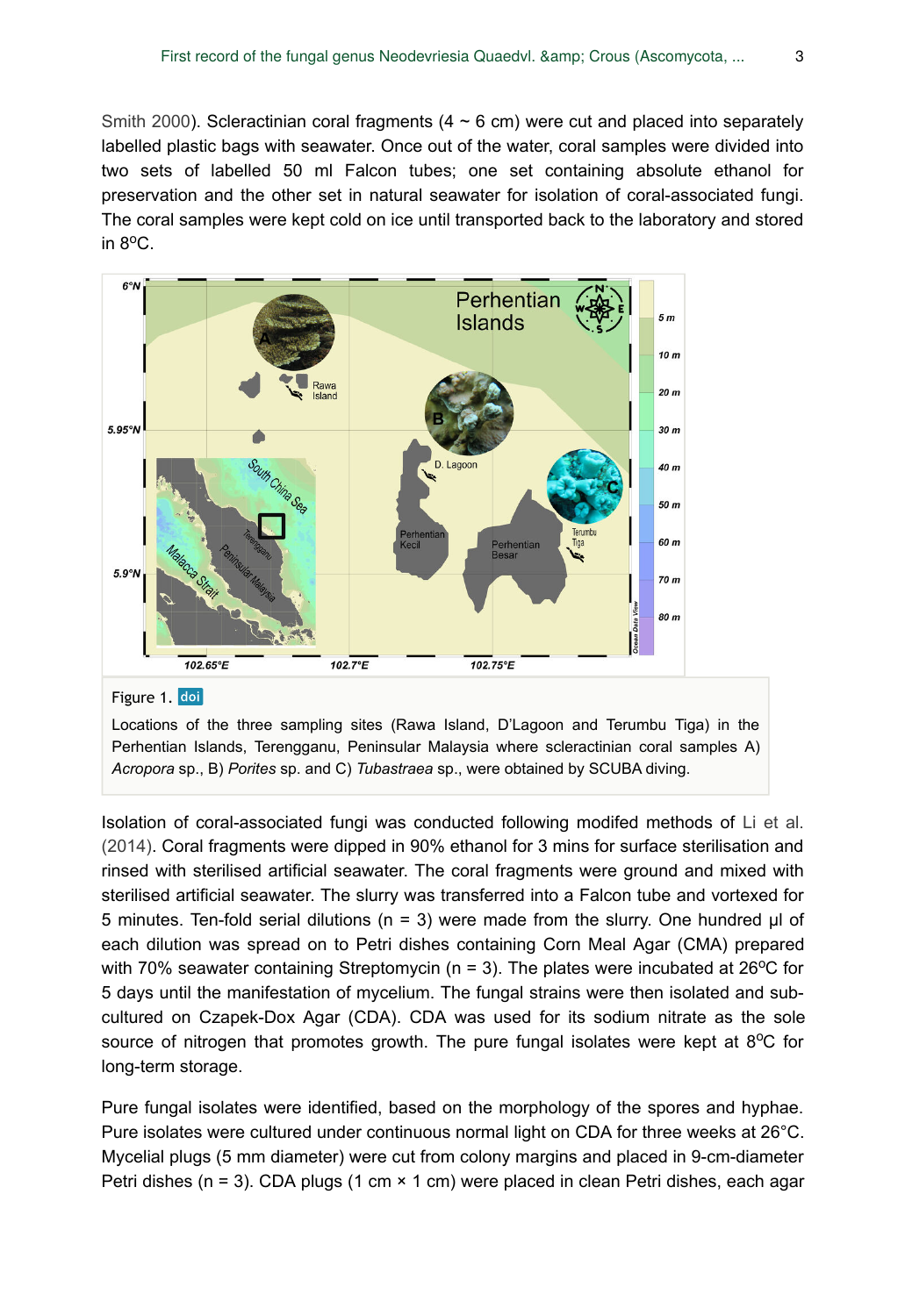Smith 2000). Scleractinian coral fragments (4 ~ 6 cm) were cut and placed into separately labelled plastic bags with seawater. Once out of the water, coral samples were divided into two sets of labelled 50 ml Falcon tubes; one set containing absolute ethanol for preservation and the other set in natural seawater for isolation of coral-associated fungi. The coral samples were kept cold on ice until transported back to the laboratory and stored in 8°C.

Figure 1. doi

Locations of the three sampling sites (Rawa Island, D'Lagoon and Terumbu Tiga) in the Perhentian Islands, Terengganu, Peninsular Malaysia where scleractinian coral samples A) *Acropora* sp., B) *Porites* sp. and C) *Tubastraea* sp., were obtained by SCUBA diving.

Isolation of coral-associated fungi was conducted following modifed methods of Li et al. (2014). Coral fragments were dipped in 90% ethanol for 3 mins for surface sterilisation and rinsed with sterilised artificial seawater. The coral fragments were ground and mixed with sterilised artificial seawater. The slurry was transferred into a Falcon tube and vortexed for 5 minutes. Ten-fold serial dilutions (n = 3) were made from the slurry. One hundred µl of each dilution was spread on to Petri dishes containing Corn Meal Agar (CMA) prepared with 70% seawater containing Streptomycin (n = 3). The plates were incubated at 26°C for 5 days until the manifestation of mycelium. The fungal strains were then isolated and sub-cultured on Czapek-Dox Agar (CDA). CDA was used for its sodium nitrate as the sole source of nitrogen that promotes growth. The pure fungal isolates were kept at 8°C for long-term storage.

Pure fungal isolates were identified, based on the morphology of the spores and hyphae. Pure isolates were cultured under continuous normal light on CDA for three weeks at 26°C. Mycelial plugs (5 mm diameter) were cut from colony margins and placed in 9-cm-diameter Petri dishes (n = 3). CDA plugs (1 cm × 1 cm) were placed in clean Petri dishes, each agar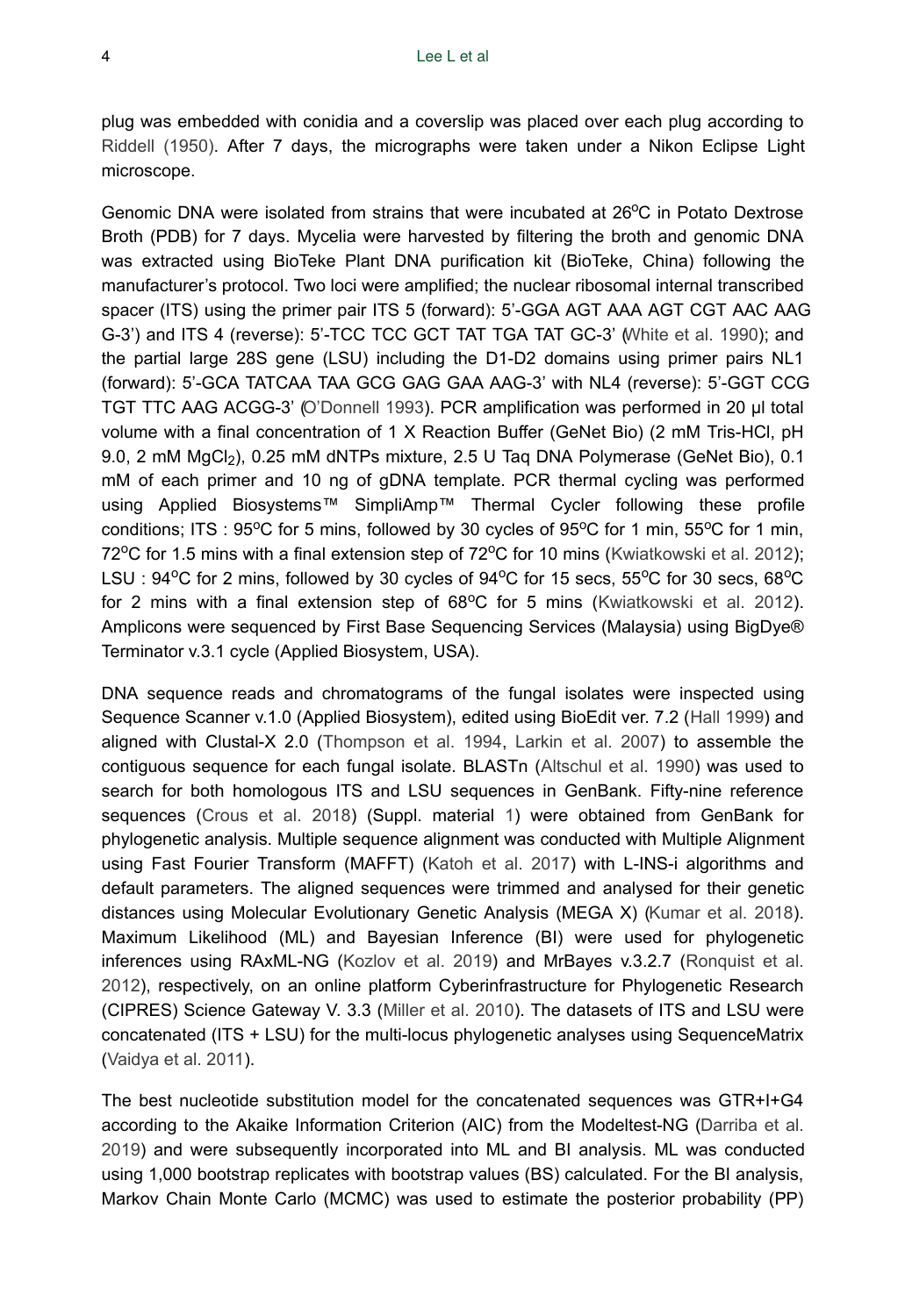plug was embedded with conidia and a coverslip was placed over each plug according to Riddell (1950). After 7 days, the micrographs were taken under a Nikon Eclipse Light microscope.

Genomic DNA were isolated from strains that were incubated at 26°C in Potato Dextrose Broth (PDB) for 7 days. Mycelia were harvested by filtering the broth and genomic DNA was extracted using BioTeke Plant DNA purification kit (BioTeke, China) following the manufacturer's protocol. Two loci were amplified; the nuclear ribosomal internal transcribed spacer (ITS) using the primer pair ITS 5 (forward): 5'-GGA AGT AAA AGT CGT AAC AAG G-3') and ITS 4 (reverse): 5'-TCC TCC GCT TAT TGA TAT GC-3' (White et al. 1990); and the partial large 28S gene (LSU) including the D1-D2 domains using primer pairs NL1 (forward): 5'-GCA TATCAA TAA GCG GAG GAA AAG-3' with NL4 (reverse): 5'-GGT CCG TGT TTC AAG ACGG-3' (O'Donnell 1993). PCR amplification was performed in 20 µl total volume with a final concentration of 1 X Reaction Buffer (GeNet Bio) (2 mM Tris-HCl, pH 9.0, 2 mM $MgCl_2$), 0.25 mM dNTPs mixture, 2.5 U Taq DNA Polymerase (GeNet Bio), 0.1 mM of each primer and 10 ng of gDNA template. PCR thermal cycling was performed using Applied Biosystems™ SimpliAmp™ Thermal Cycler following these profile conditions; ITS : 95°C for 5 mins, followed by 30 cycles of 95°C for 1 min, 55°C for 1 min, 72°C for 1.5 mins with a final extension step of 72°C for 10 mins (Kwiatkowski et al. 2012); LSU : 94°C for 2 mins, followed by 30 cycles of 94°C for 15 secs, 55°C for 30 secs, 68°C for 2 mins with a final extension step of 68°C for 5 mins (Kwiatkowski et al. 2012). Amplicons were sequenced by First Base Sequencing Services (Malaysia) using BigDye® Terminator v.3.1 cycle (Applied Biosystem, USA).

DNA sequence reads and chromatograms of the fungal isolates were inspected using Sequence Scanner v.1.0 (Applied Biosystem), edited using BioEdit ver. 7.2 (Hall 1999) and aligned with Clustal-X 2.0 (Thompson et al. 1994, Larkin et al. 2007) to assemble the contiguous sequence for each fungal isolate. BLASTn (Altschul et al. 1990) was used to search for both homologous ITS and LSU sequences in GenBank. Fifty-nine reference sequences (Crous et al. 2018) (Suppl. material 1) were obtained from GenBank for phylogenetic analysis. Multiple sequence alignment was conducted with Multiple Alignment using Fast Fourier Transform (MAFFT) (Katoh et al. 2017) with L-INS-i algorithms and default parameters. The aligned sequences were trimmed and analysed for their genetic distances using Molecular Evolutionary Genetic Analysis (MEGA X) (Kumar et al. 2018). Maximum Likelihood (ML) and Bayesian Inference (BI) were used for phylogenetic inferences using RAxML-NG (Kozlov et al. 2019) and MrBayes v.3.2.7 (Ronquist et al. 2012), respectively, on an online platform Cyberinfrastructure for Phylogenetic Research (CIPRES) Science Gateway V. 3.3 (Miller et al. 2010). The datasets of ITS and LSU were concatenated (ITS + LSU) for the multi-locus phylogenetic analyses using SequenceMatrix (Vaidya et al. 2011).

The best nucleotide substitution model for the concatenated sequences was GTR+I+G4 according to the Akaike Information Criterion (AIC) from the Modeltest-NG (Darriba et al. 2019) and were subsequently incorporated into ML and BI analysis. ML was conducted using 1,000 bootstrap replicates with bootstrap values (BS) calculated. For the BI analysis, Markov Chain Monte Carlo (MCMC) was used to estimate the posterior probability (PP)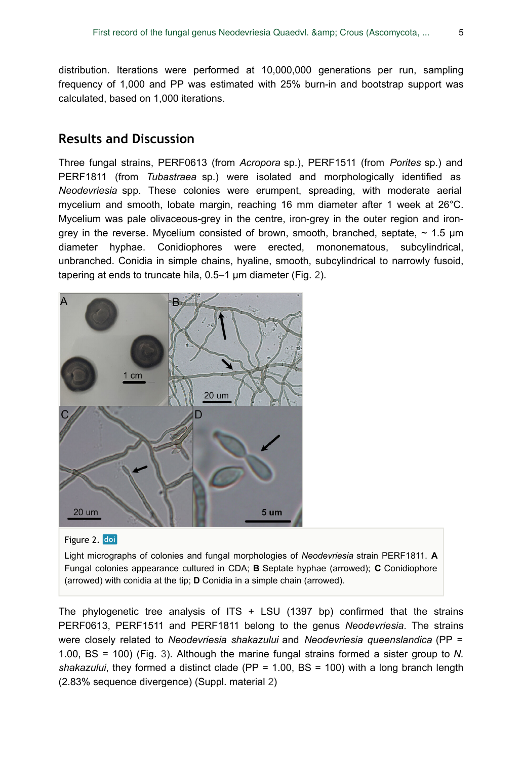distribution. Iterations were performed at 10,000,000 generations per run, sampling frequency of 1,000 and PP was estimated with 25% burn-in and bootstrap support was calculated, based on 1,000 iterations.

## Results and Discussion

Three fungal strains, PERF0613 (from *Acropora* sp.), PERF1511 (from *Porites* sp.) and PERF1811 (from *Tubastraea* sp.) were isolated and morphologically identified as *Neodevriesia* spp. These colonies were erumpent, spreading, with moderate aerial mycelium and smooth, lobate margin, reaching 16 mm diameter after 1 week at 26°C. Mycelium was pale olivaceous-grey in the centre, iron-grey in the outer region and iron-grey in the reverse. Mycelium consisted of brown, smooth, branched, septate, ~ 1.5 µm diameter hyphae. Conidiophores were erected, mononematous, subcylindrical, unbranched. Conidia in simple chains, hyaline, smooth, subcylindrical to narrowly fusoid, tapering at ends to truncate hila, 0.5–1 µm diameter (Fig. 2).

Figure 2. doi

Light micrographs of colonies and fungal morphologies of *Neodevriesia* strain PERF1811. **A** Fungal colonies appearance cultured in CDA; **B** Septate hyphae (arrowed); **C** Conidiophore (arrowed) with conidia at the tip; **D** Conidia in a simple chain (arrowed).

The phylogenetic tree analysis of ITS + LSU (1397 bp) confirmed that the strains PERF0613, PERF1511 and PERF1811 belong to the genus *Neodevriesia*. The strains were closely related to *Neodevriesia shakazului* and *Neodevriesia queenslandica* (PP = 1.00, BS = 100) (Fig. 3). Although the marine fungal strains formed a sister group to *N. shakazului*, they formed a distinct clade (PP = 1.00, BS = 100) with a long branch length (2.83% sequence divergence) (Suppl. material 2)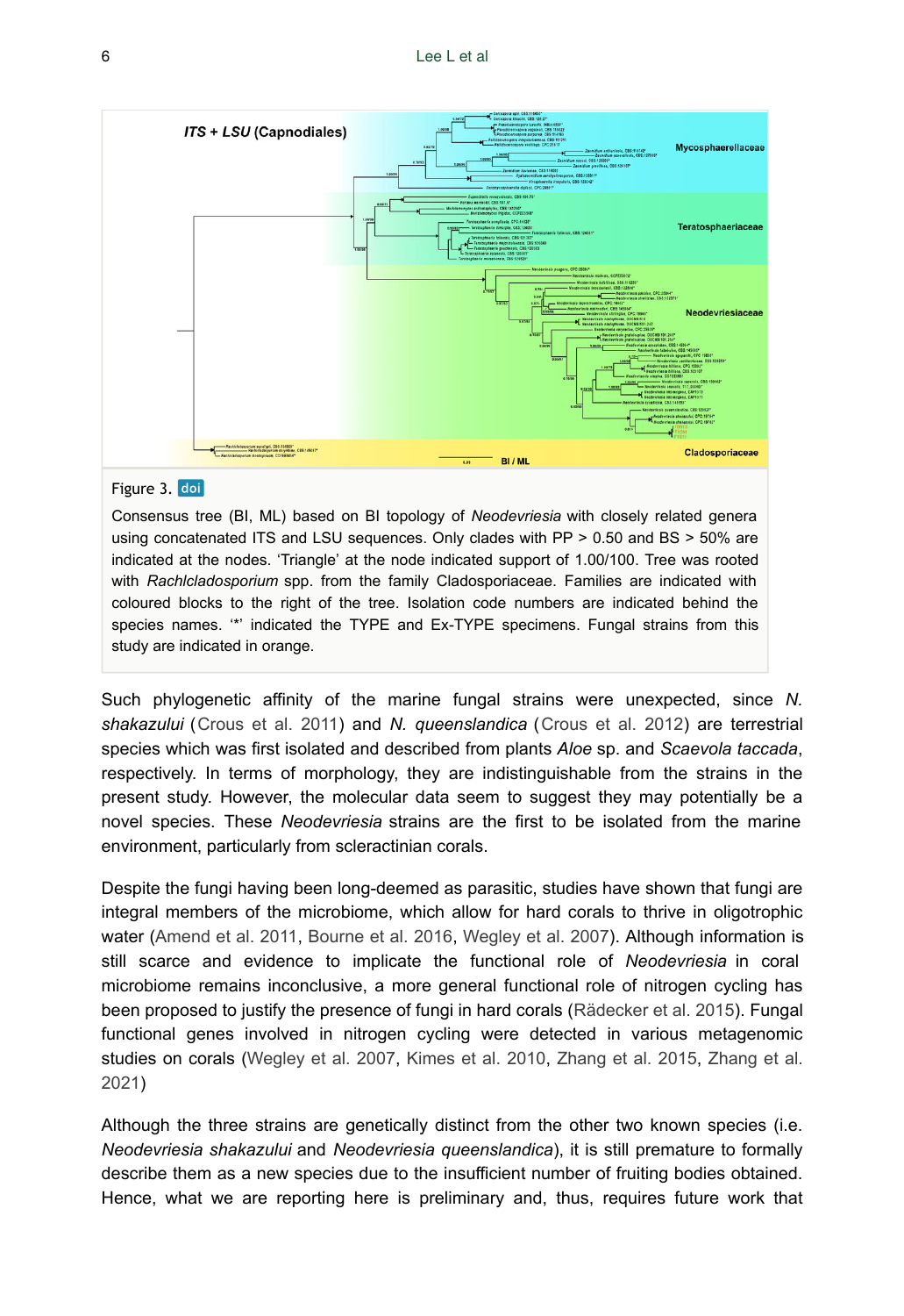Figure 3. doi

Consensus tree (BI, ML) based on BI topology of *Neodevriesia* with closely related genera using concatenated ITS and LSU sequences. Only clades with PP > 0.50 and BS > 50% are indicated at the nodes. 'Triangle' at the node indicated support of 1.00/100. Tree was rooted with *Rachlcladosporium* spp. from the family Cladosporiaceae. Families are indicated with coloured blocks to the right of the tree. Isolation code numbers are indicated behind the species names. '*' indicated the TYPE and Ex-TYPE specimens. Fungal strains from this study are indicated in orange.

Such phylogenetic affinity of the marine fungal strains were unexpected, since *N. shakazului* (Crous et al. 2011) and *N. queenslandica* (Crous et al. 2012) are terrestrial species which was first isolated and described from plants *Aloe* sp. and *Scaevola taccada*, respectively. In terms of morphology, they are indistinguishable from the strains in the present study. However, the molecular data seem to suggest they may potentially be a novel species. These *Neodevriesia* strains are the first to be isolated from the marine environment, particularly from scleractinian corals.

Despite the fungi having been long-deemed as parasitic, studies have shown that fungi are integral members of the microbiome, which allow for hard corals to thrive in oligotrophic water (Amend et al. 2011, Bourne et al. 2016, Wegley et al. 2007). Although information is still scarce and evidence to implicate the functional role of *Neodevriesia* in coral microbiome remains inconclusive, a more general functional role of nitrogen cycling has been proposed to justify the presence of fungi in hard corals (Rädecker et al. 2015). Fungal functional genes involved in nitrogen cycling were detected in various metagenomic studies on corals (Wegley et al. 2007, Kimes et al. 2010, Zhang et al. 2015, Zhang et al. 2021)

Although the three strains are genetically distinct from the other two known species (i.e. *Neodevriesia shakazului* and *Neodevriesia queenslandica*), it is still premature to formally describe them as a new species due to the insufficient number of fruiting bodies obtained. Hence, what we are reporting here is preliminary and, thus, requires future work that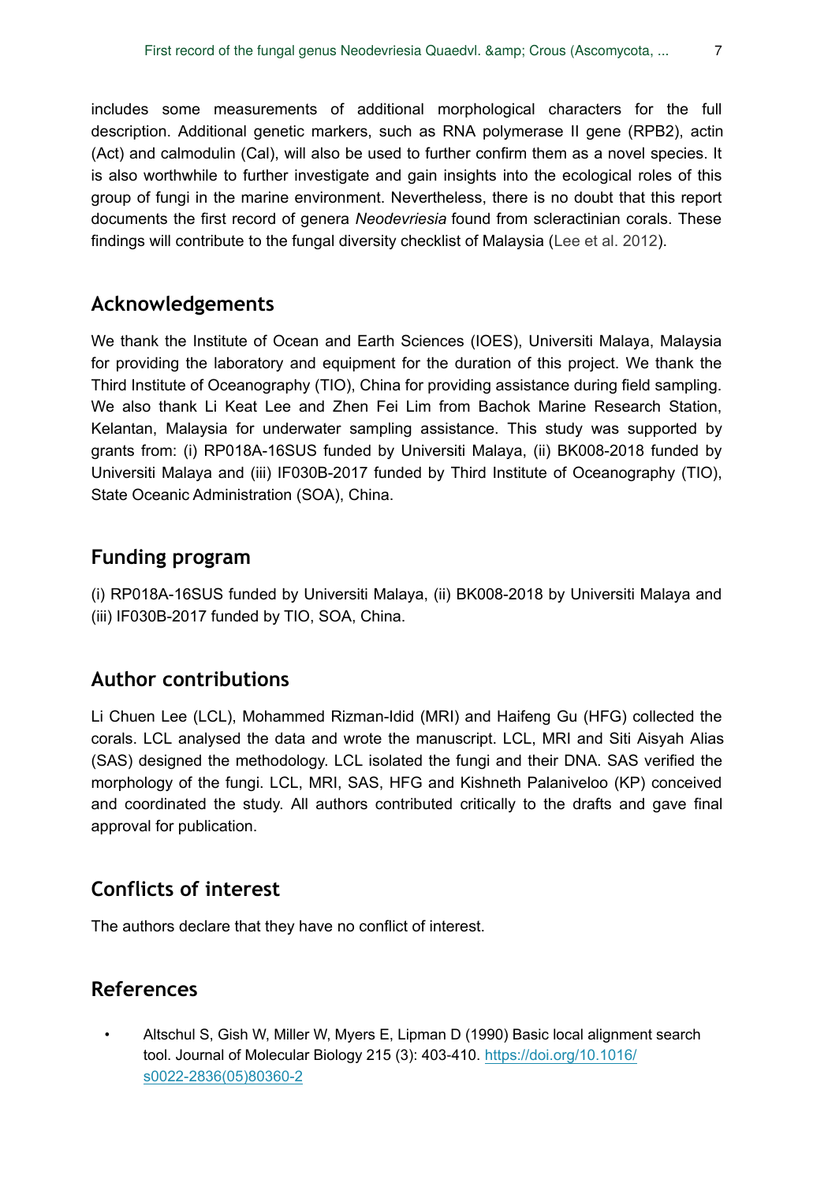includes some measurements of additional morphological characters for the full description. Additional genetic markers, such as RNA polymerase II gene (RPB2), actin (Act) and calmodulin (Cal), will also be used to further confirm them as a novel species. It is also worthwhile to further investigate and gain insights into the ecological roles of this group of fungi in the marine environment. Nevertheless, there is no doubt that this report documents the first record of genera *Neodevriesia* found from scleractinian corals. These findings will contribute to the fungal diversity checklist of Malaysia (Lee et al. 2012).

## Acknowledgements

We thank the Institute of Ocean and Earth Sciences (IOES), Universiti Malaya, Malaysia for providing the laboratory and equipment for the duration of this project. We thank the Third Institute of Oceanography (TIO), China for providing assistance during field sampling. We also thank Li Keat Lee and Zhen Fei Lim from Bachok Marine Research Station, Kelantan, Malaysia for underwater sampling assistance. This study was supported by grants from: (i) RP018A-16SUS funded by Universiti Malaya, (ii) BK008-2018 funded by Universiti Malaya and (iii) IF030B-2017 funded by Third Institute of Oceanography (TIO), State Oceanic Administration (SOA), China.

## Funding program

(i) RP018A-16SUS funded by Universiti Malaya, (ii) BK008-2018 by Universiti Malaya and (iii) IF030B-2017 funded by TIO, SOA, China.

## Author contributions

Li Chuen Lee (LCL), Mohammed Rizman-Idid (MRI) and Haifeng Gu (HFG) collected the corals. LCL analysed the data and wrote the manuscript. LCL, MRI and Siti Aisyah Alias (SAS) designed the methodology. LCL isolated the fungi and their DNA. SAS verified the morphology of the fungi. LCL, MRI, SAS, HFG and Kishneth Palaniveloo (KP) conceived and coordinated the study. All authors contributed critically to the drafts and gave final approval for publication.

## Conflicts of interest

The authors declare that they have no conflict of interest.

## References

- Altschul S, Gish W, Miller W, Myers E, Lipman D (1990) Basic local alignment search tool. Journal of Molecular Biology 215 (3): 403-410. https://doi.org/10.1016/s0022-2836(05)80360-2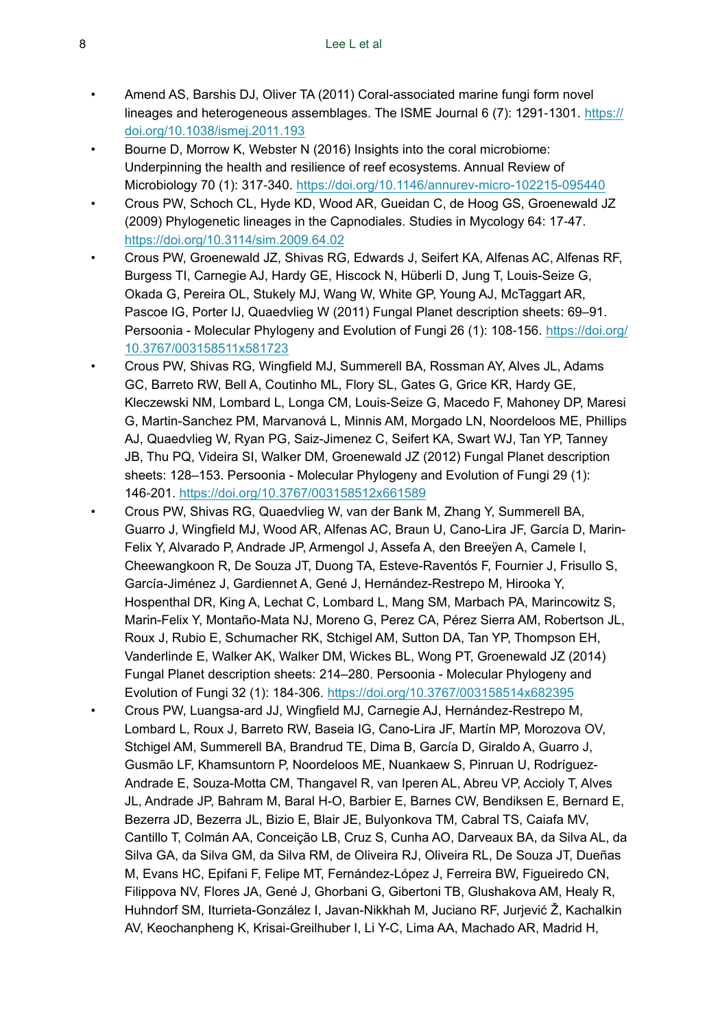- Amend AS, Barshis DJ, Oliver TA (2011) Coral-associated marine fungi form novel lineages and heterogeneous assemblages. The ISME Journal 6 (7): 1291-1301. https://doi.org/10.1038/ismej.2011.193
- Bourne D, Morrow K, Webster N (2016) Insights into the coral microbiome: Underpinning the health and resilience of reef ecosystems. Annual Review of Microbiology 70 (1): 317-340. https://doi.org/10.1146/annurev-micro-102215-095440
- Crous PW, Schoch CL, Hyde KD, Wood AR, Gueidan C, de Hoog GS, Groenewald JZ (2009) Phylogenetic lineages in the Capnodiales. Studies in Mycology 64: 17-47. https://doi.org/10.3114/sim.2009.64.02
- Crous PW, Groenewald JZ, Shivas RG, Edwards J, Seifert KA, Alfenas AC, Alfenas RF, Burgess TI, Carnegie AJ, Hardy GE, Hiscock N, Hüberli D, Jung T, Louis-Seize G, Okada G, Pereira OL, Stukely MJ, Wang W, White GP, Young AJ, McTaggart AR, Pascoe IG, Porter IJ, Quaedvlieg W (2011) Fungal Planet description sheets: 69–91. Persoonia - Molecular Phylogeny and Evolution of Fungi 26 (1): 108-156. https://doi.org/10.3767/003158511x581723
- Crous PW, Shivas RG, Wingfield MJ, Summerell BA, Rossman AY, Alves JL, Adams GC, Barreto RW, Bell A, Coutinho ML, Flory SL, Gates G, Grice KR, Hardy GE, Kleczewski NM, Lombard L, Longa CM, Louis-Seize G, Macedo F, Mahoney DP, Maresi G, Martin-Sanchez PM, Marvanová L, Minnis AM, Morgado LN, Noordeloos ME, Phillips AJ, Quaedvlieg W, Ryan PG, Saiz-Jimenez C, Seifert KA, Swart WJ, Tan YP, Tanney JB, Thu PQ, Videira SI, Walker DM, Groenewald JZ (2012) Fungal Planet description sheets: 128–153. Persoonia - Molecular Phylogeny and Evolution of Fungi 29 (1): 146-201. https://doi.org/10.3767/003158512x661589
- Crous PW, Shivas RG, Quaedvlieg W, van der Bank M, Zhang Y, Summerell BA, Guarro J, Wingfield MJ, Wood AR, Alfenas AC, Braun U, Cano-Lira JF, García D, Marin-Felix Y, Alvarado P, Andrade JP, Armengol J, Assefa A, den Breeÿen A, Camele I, Cheewangkoon R, De Souza JT, Duong TA, Esteve-Raventós F, Fournier J, Frisullo S, García-Jiménez J, Gardiennet A, Gené J, Hernández-Restrepo M, Hirooka Y, Hospenthal DR, King A, Lechat C, Lombard L, Mang SM, Marbach PA, Marincowitz S, Marin-Felix Y, Montaño-Mata NJ, Moreno G, Perez CA, Pérez Sierra AM, Robertson JL, Roux J, Rubio E, Schumacher RK, Stchigel AM, Sutton DA, Tan YP, Thompson EH, Vanderlinde E, Walker AK, Walker DM, Wickes BL, Wong PT, Groenewald JZ (2014) Fungal Planet description sheets: 214–280. Persoonia - Molecular Phylogeny and Evolution of Fungi 32 (1): 184-306. https://doi.org/10.3767/003158514x682395
- Crous PW, Luangsa-ard JJ, Wingfield MJ, Carnegie AJ, Hernández-Restrepo M, Lombard L, Roux J, Barreto RW, Baseia IG, Cano-Lira JF, Martín MP, Morozova OV, Stchigel AM, Summerell BA, Brandrud TE, Dima B, García D, Giraldo A, Guarro J, Gusmão LF, Khamsuntorn P, Noordeloos ME, Nuankaew S, Pinruan U, Rodríguez-Andrade E, Souza-Motta CM, Thangavel R, van Iperen AL, Abreu VP, Accioly T, Alves JL, Andrade JP, Bahram M, Baral H-O, Barbier E, Barnes CW, Bendiksen E, Bernard E, Bezerra JD, Bezerra JL, Bizio E, Blair JE, Bulyonkova TM, Cabral TS, Caiafa MV, Cantillo T, Colmán AA, Conceição LB, Cruz S, Cunha AO, Darveaux BA, da Silva AL, da Silva GA, da Silva GM, da Silva RM, de Oliveira RJ, Oliveira RL, De Souza JT, Dueñas M, Evans HC, Epifani F, Felipe MT, Fernández-López J, Ferreira BW, Figueiredo CN, Filippova NV, Flores JA, Gené J, Ghorbani G, Gibertoni TB, Glushakova AM, Healy R, Huhndorf SM, Iturrieta-González I, Javan-Nikkhah M, Juciano RF, Jurjević Ž, Kachalkin AV, Keochanpheng K, Krisai-Greilhuber I, Li Y-C, Lima AA, Machado AR, Madrid H,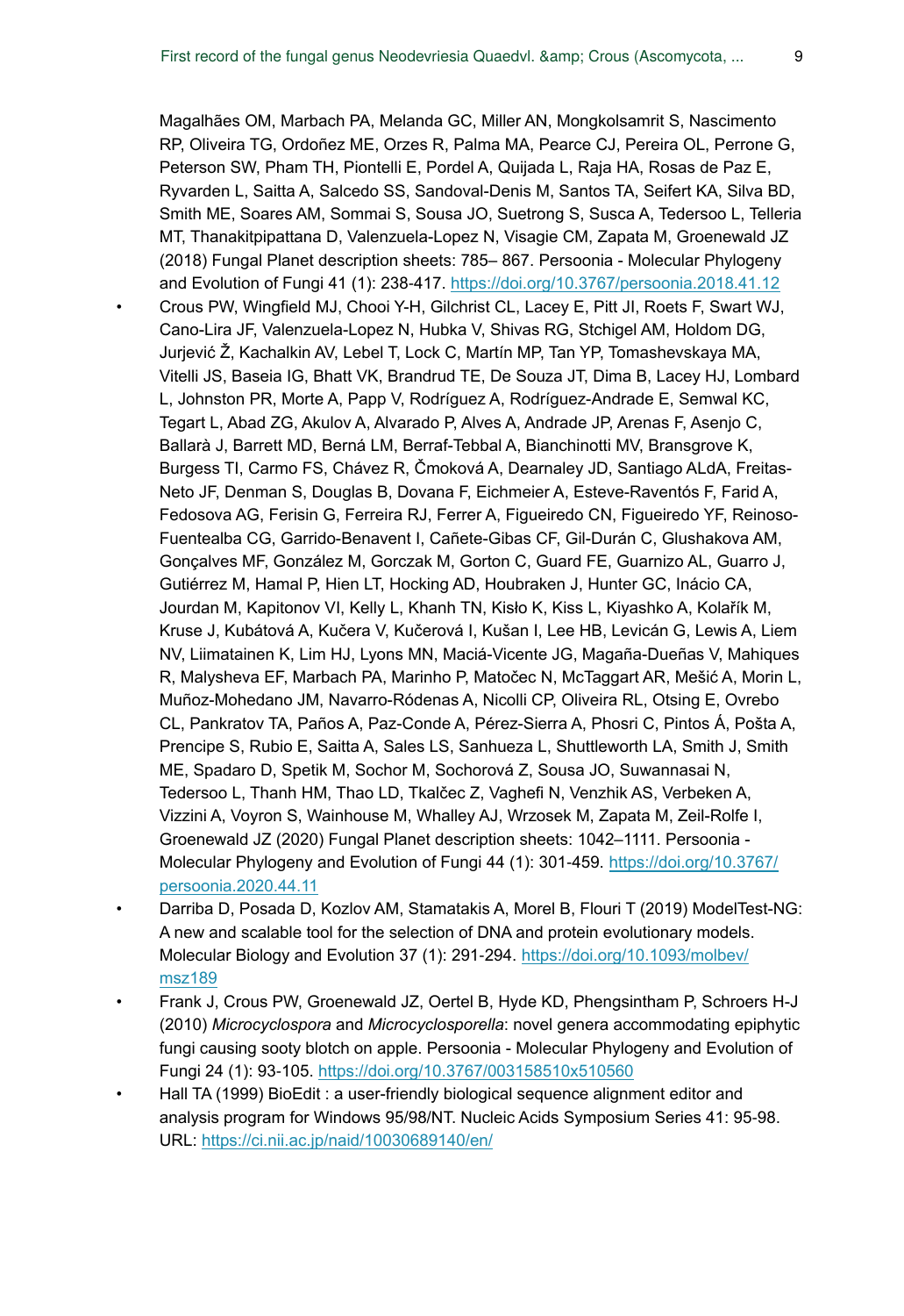Magalhães OM, Marbach PA, Melanda GC, Miller AN, Mongkolsamrit S, Nascimento RP, Oliveira TG, Ordoñez ME, Orzes R, Palma MA, Pearce CJ, Pereira OL, Perrone G, Peterson SW, Pham TH, Piontelli E, Pordel A, Quijada L, Raja HA, Rosas de Paz E, Ryvarden L, Saitta A, Salcedo SS, Sandoval-Denis M, Santos TA, Seifert KA, Silva BD, Smith ME, Soares AM, Sommai S, Sousa JO, Suetrong S, Susca A, Tedersoo L, Telleria MT, Thanakitpipattana D, Valenzuela-Lopez N, Visagie CM, Zapata M, Groenewald JZ (2018) Fungal Planet description sheets: 785– 867. Persoonia - Molecular Phylogeny and Evolution of Fungi 41 (1): 238-417. https://doi.org/10.3767/persoonia.2018.41.12

- Crous PW, Wingfield MJ, Chooi Y-H, Gilchrist CL, Lacey E, Pitt JI, Roets F, Swart WJ, Cano-Lira JF, Valenzuela-Lopez N, Hubka V, Shivas RG, Stchigel AM, Holdom DG, Jurjević Ž, Kachalkin AV, Lebel T, Lock C, Martín MP, Tan YP, Tomashevskaya MA, Vitelli JS, Baseia IG, Bhatt VK, Brandrud TE, De Souza JT, Dima B, Lacey HJ, Lombard L, Johnston PR, Morte A, Papp V, Rodríguez A, Rodríguez-Andrade E, Semwal KC, Tegart L, Abad ZG, Akulov A, Alvarado P, Alves A, Andrade JP, Arenas F, Asenjo C, Ballarà J, Barrett MD, Berná LM, Berraf-Tebbal A, Bianchinotti MV, Bransgrove K, Burgess TI, Carmo FS, Chávez R, Čmoková A, Dearnaley JD, Santiago ALdA, Freitas-Neto JF, Denman S, Douglas B, Dovana F, Eichmeier A, Esteve-Raventós F, Farid A, Fedosova AG, Ferisin G, Ferreira RJ, Ferrer A, Figueiredo CN, Figueiredo YF, Reinoso-Fuentealba CG, Garrido-Benavent I, Cañete-Gibas CF, Gil-Durán C, Glushakova AM, Gonçalves MF, González M, Gorczak M, Gorton C, Guard FE, Guarnizo AL, Guarro J, Gutiérrez M, Hamal P, Hien LT, Hocking AD, Houbraken J, Hunter GC, Inácio CA, Jourdan M, Kapitonov VI, Kelly L, Khanh TN, Kisło K, Kiss L, Kiyashko A, Kolařík M, Kruse J, Kubátová A, Kučera V, Kučerová I, Kušan I, Lee HB, Levicán G, Lewis A, Liem NV, Liimatainen K, Lim HJ, Lyons MN, Maciá-Vicente JG, Magaña-Dueñas V, Mahiques R, Malysheva EF, Marbach PA, Marinho P, Matočec N, McTaggart AR, Mešić A, Morin L, Muñoz-Mohedano JM, Navarro-Ródenas A, Nicolli CP, Oliveira RL, Otsing E, Ovrebo CL, Pankratov TA, Paños A, Paz-Conde A, Pérez-Sierra A, Phosri C, Pintos Á, Pošta A, Prencipe S, Rubio E, Saitta A, Sales LS, Sanhueza L, Shuttleworth LA, Smith J, Smith ME, Spadaro D, Spetik M, Sochor M, Sochorová Z, Sousa JO, Suwannasai N, Tedersoo L, Thanh HM, Thao LD, Tkalčec Z, Vaghefi N, Venzhik AS, Verbeken A, Vizzini A, Voyron S, Wainhouse M, Whalley AJ, Wrzosek M, Zapata M, Zeil-Rolfe I, Groenewald JZ (2020) Fungal Planet description sheets: 1042–1111. Persoonia - Molecular Phylogeny and Evolution of Fungi 44 (1): 301-459. https://doi.org/10.3767/persoonia.2020.44.11
- Darriba D, Posada D, Kozlov AM, Stamatakis A, Morel B, Flouri T (2019) ModelTest-NG: A new and scalable tool for the selection of DNA and protein evolutionary models. Molecular Biology and Evolution 37 (1): 291-294. https://doi.org/10.1093/molbev/msz189
- Frank J, Crous PW, Groenewald JZ, Oertel B, Hyde KD, Phengsintham P, Schroers H-J (2010) *Microcyclospora* and *Microcyclosporella*: novel genera accommodating epiphytic fungi causing sooty blotch on apple. Persoonia - Molecular Phylogeny and Evolution of Fungi 24 (1): 93-105. https://doi.org/10.3767/003158510x510560
- Hall TA (1999) BioEdit : a user-friendly biological sequence alignment editor and analysis program for Windows 95/98/NT. Nucleic Acids Symposium Series 41: 95-98. URL: https://ci.nii.ac.jp/naid/10030689140/en/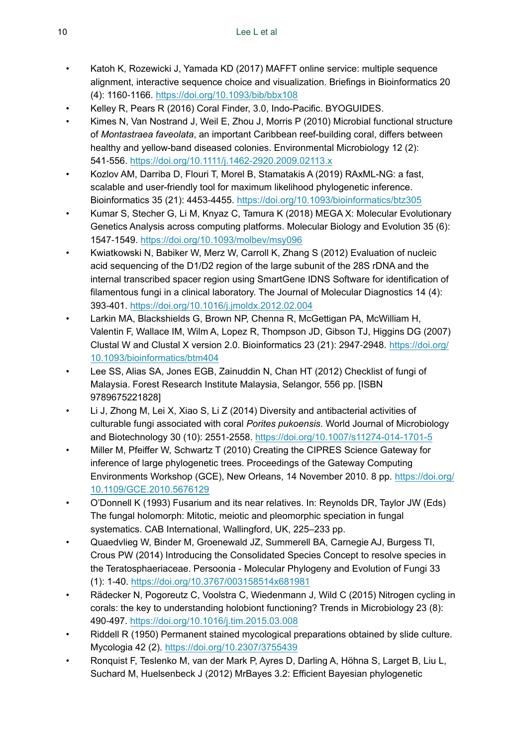- Katoh K, Rozewicki J, Yamada KD (2017) MAFFT online service: multiple sequence alignment, interactive sequence choice and visualization. Briefings in Bioinformatics 20 (4): 1160-1166. https://doi.org/10.1093/bib/bbx108
- Kelley R, Pears R (2016) Coral Finder, 3.0, Indo-Pacific. BYOGUIDES.
- Kimes N, Van Nostrand J, Weil E, Zhou J, Morris P (2010) Microbial functional structure of *Montastraea faveolata*, an important Caribbean reef-building coral, differs between healthy and yellow-band diseased colonies. Environmental Microbiology 12 (2): 541-556. https://doi.org/10.1111/j.1462-2920.2009.02113.x
- Kozlov AM, Darriba D, Flouri T, Morel B, Stamatakis A (2019) RAxML-NG: a fast, scalable and user-friendly tool for maximum likelihood phylogenetic inference. Bioinformatics 35 (21): 4453-4455. https://doi.org/10.1093/bioinformatics/btz305
- Kumar S, Stecher G, Li M, Knyaz C, Tamura K (2018) MEGA X: Molecular Evolutionary Genetics Analysis across computing platforms. Molecular Biology and Evolution 35 (6): 1547-1549. https://doi.org/10.1093/molbev/msy096
- Kwiatkowski N, Babiker W, Merz W, Carroll K, Zhang S (2012) Evaluation of nucleic acid sequencing of the D1/D2 region of the large subunit of the 28S rDNA and the internal transcribed spacer region using SmartGene IDNS Software for identification of filamentous fungi in a clinical laboratory. The Journal of Molecular Diagnostics 14 (4): 393-401. https://doi.org/10.1016/j.jmoldx.2012.02.004
- Larkin MA, Blackshields G, Brown NP, Chenna R, McGettigan PA, McWilliam H, Valentin F, Wallace IM, Wilm A, Lopez R, Thompson JD, Gibson TJ, Higgins DG (2007) Clustal W and Clustal X version 2.0. Bioinformatics 23 (21): 2947-2948. https://doi.org/10.1093/bioinformatics/btm404
- Lee SS, Alias SA, Jones EGB, Zainuddin N, Chan HT (2012) Checklist of fungi of Malaysia. Forest Research Institute Malaysia, Selangor, 556 pp. [ISBN 9789675221828]
- Li J, Zhong M, Lei X, Xiao S, Li Z (2014) Diversity and antibacterial activities of culturable fungi associated with coral *Porites pukoensis*. World Journal of Microbiology and Biotechnology 30 (10): 2551-2558. https://doi.org/10.1007/s11274-014-1701-5
- Miller M, Pfeiffer W, Schwartz T (2010) Creating the CIPRES Science Gateway for inference of large phylogenetic trees. Proceedings of the Gateway Computing Environments Workshop (GCE), New Orleans, 14 November 2010. 8 pp. https://doi.org/10.1109/GCE.2010.5676129
- O'Donnell K (1993) Fusarium and its near relatives. In: Reynolds DR, Taylor JW (Eds) The fungal holomorph: Mitotic, meiotic and pleomorphic speciation in fungal systematics. CAB International, Wallingford, UK, 225–233 pp.
- Quaedvlieg W, Binder M, Groenewald JZ, Summerell BA, Carnegie AJ, Burgess TI, Crous PW (2014) Introducing the Consolidated Species Concept to resolve species in the Teratosphaeriaceae. Persoonia - Molecular Phylogeny and Evolution of Fungi 33 (1): 1-40. https://doi.org/10.3767/003158514x681981
- Rädecker N, Pogoreutz C, Voolstra C, Wiedenmann J, Wild C (2015) Nitrogen cycling in corals: the key to understanding holobiont functioning? Trends in Microbiology 23 (8): 490-497. https://doi.org/10.1016/j.tim.2015.03.008
- Riddell R (1950) Permanent stained mycological preparations obtained by slide culture. Mycologia 42 (2). https://doi.org/10.2307/3755439
- Ronquist F, Teslenko M, van der Mark P, Ayres D, Darling A, Höhna S, Larget B, Liu L, Suchard M, Huelsenbeck J (2012) MrBayes 3.2: Efficient Bayesian phylogenetic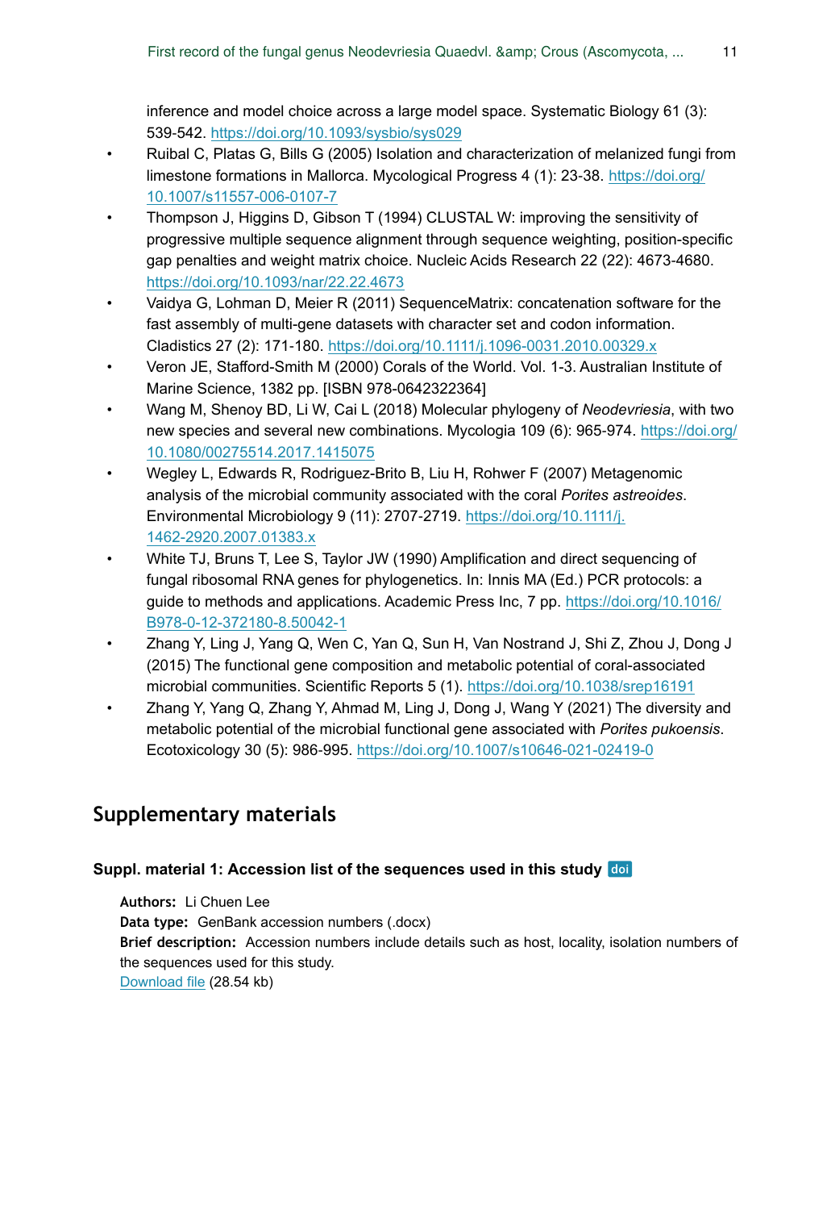inference and model choice across a large model space. Systematic Biology 61 (3): 539-542. https://doi.org/10.1093/sysbio/sys029

- Ruibal C, Platas G, Bills G (2005) Isolation and characterization of melanized fungi from limestone formations in Mallorca. Mycological Progress 4 (1): 23-38. https://doi.org/10.1007/s11557-006-0107-7
- Thompson J, Higgins D, Gibson T (1994) CLUSTAL W: improving the sensitivity of progressive multiple sequence alignment through sequence weighting, position-specific gap penalties and weight matrix choice. Nucleic Acids Research 22 (22): 4673-4680. https://doi.org/10.1093/nar/22.22.4673
- Vaidya G, Lohman D, Meier R (2011) SequenceMatrix: concatenation software for the fast assembly of multi-gene datasets with character set and codon information. Cladistics 27 (2): 171-180. https://doi.org/10.1111/j.1096-0031.2010.00329.x
- Veron JE, Stafford-Smith M (2000) Corals of the World. Vol. 1-3. Australian Institute of Marine Science, 1382 pp. [ISBN 978-0642322364]
- Wang M, Shenoy BD, Li W, Cai L (2018) Molecular phylogeny of *Neodevriesia*, with two new species and several new combinations. Mycologia 109 (6): 965-974. https://doi.org/10.1080/00275514.2017.1415075
- Wegley L, Edwards R, Rodriguez-Brito B, Liu H, Rohwer F (2007) Metagenomic analysis of the microbial community associated with the coral *Porites astreoides*. Environmental Microbiology 9 (11): 2707-2719. https://doi.org/10.1111/j.1462-2920.2007.01383.x
- White TJ, Bruns T, Lee S, Taylor JW (1990) Amplification and direct sequencing of fungal ribosomal RNA genes for phylogenetics. In: Innis MA (Ed.) PCR protocols: a guide to methods and applications. Academic Press Inc, 7 pp. https://doi.org/10.1016/B978-0-12-372180-8.50042-1
- Zhang Y, Ling J, Yang Q, Wen C, Yan Q, Sun H, Van Nostrand J, Shi Z, Zhou J, Dong J (2015) The functional gene composition and metabolic potential of coral-associated microbial communities. Scientific Reports 5 (1). https://doi.org/10.1038/srep16191
- Zhang Y, Yang Q, Zhang Y, Ahmad M, Ling J, Dong J, Wang Y (2021) The diversity and metabolic potential of the microbial functional gene associated with *Porites pukoensis*. Ecotoxicology 30 (5): 986-995. https://doi.org/10.1007/s10646-021-02419-0

## Supplementary materials

### Suppl. material 1: Accession list of the sequences used in this study doi

**Authors:** Li Chuen Lee
**Data type:** GenBank accession numbers (.docx)
**Brief description:** Accession numbers include details such as host, locality, isolation numbers of the sequences used for this study.
Download file (28.54 kb)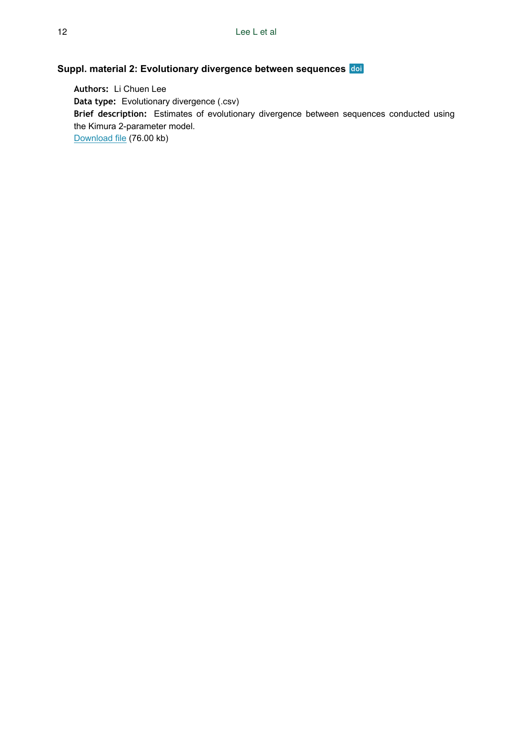### Suppl. material 2: Evolutionary divergence between sequences doi

**Authors:** Li Chuen Lee

**Data type:** Evolutionary divergence (.csv)

**Brief description:** Estimates of evolutionary divergence between sequences conducted using the Kimura 2-parameter model.

Download file (76.00 kb)